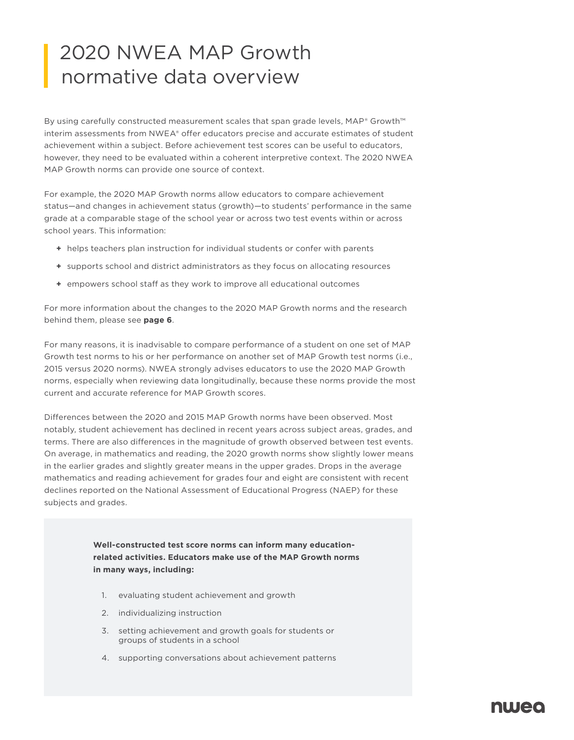# 2020 NWEA MAP Growth normative data overview

By using carefully constructed measurement scales that span grade levels, MAP® Growth™ interim assessments from NWEA® offer educators precise and accurate estimates of student achievement within a subject. Before achievement test scores can be useful to educators, however, they need to be evaluated within a coherent interpretive context. The 2020 NWEA MAP Growth norms can provide one source of context.

For example, the 2020 MAP Growth norms allow educators to compare achievement status—and changes in achievement status (growth)—to students' performance in the same grade at a comparable stage of the school year or across two test events within or across school years. This information:

- helps teachers plan instruction for individual students or confer with parents
- supports school and district administrators as they focus on allocating resources
- empowers school staff as they work to improve all educational outcomes

For more information about the changes to the 2020 MAP Growth norms and the research behind them, please see **page 6**.

For many reasons, it is inadvisable to compare performance of a student on one set of MAP Growth test norms to his or her performance on another set of MAP Growth test norms (i.e., 2015 versus 2020 norms). NWEA strongly advises educators to use the 2020 MAP Growth norms, especially when reviewing data longitudinally, because these norms provide the most current and accurate reference for MAP Growth scores.

Differences between the 2020 and 2015 MAP Growth norms have been observed. Most notably, student achievement has declined in recent years across subject areas, grades, and terms. There are also differences in the magnitude of growth observed between test events. On average, in mathematics and reading, the 2020 growth norms show slightly lower means in the earlier grades and slightly greater means in the upper grades. Drops in the average mathematics and reading achievement for grades four and eight are consistent with recent declines reported on the National Assessment of Educational Progress (NAEP) for these subjects and grades.

**Well-constructed test score norms can inform many education-related activities. Educators make use of the MAP Growth norms in many ways, including:**

1. evaluating student achievement and growth
2. individualizing instruction
3. setting achievement and growth goals for students or groups of students in a school
4. supporting conversations about achievement patterns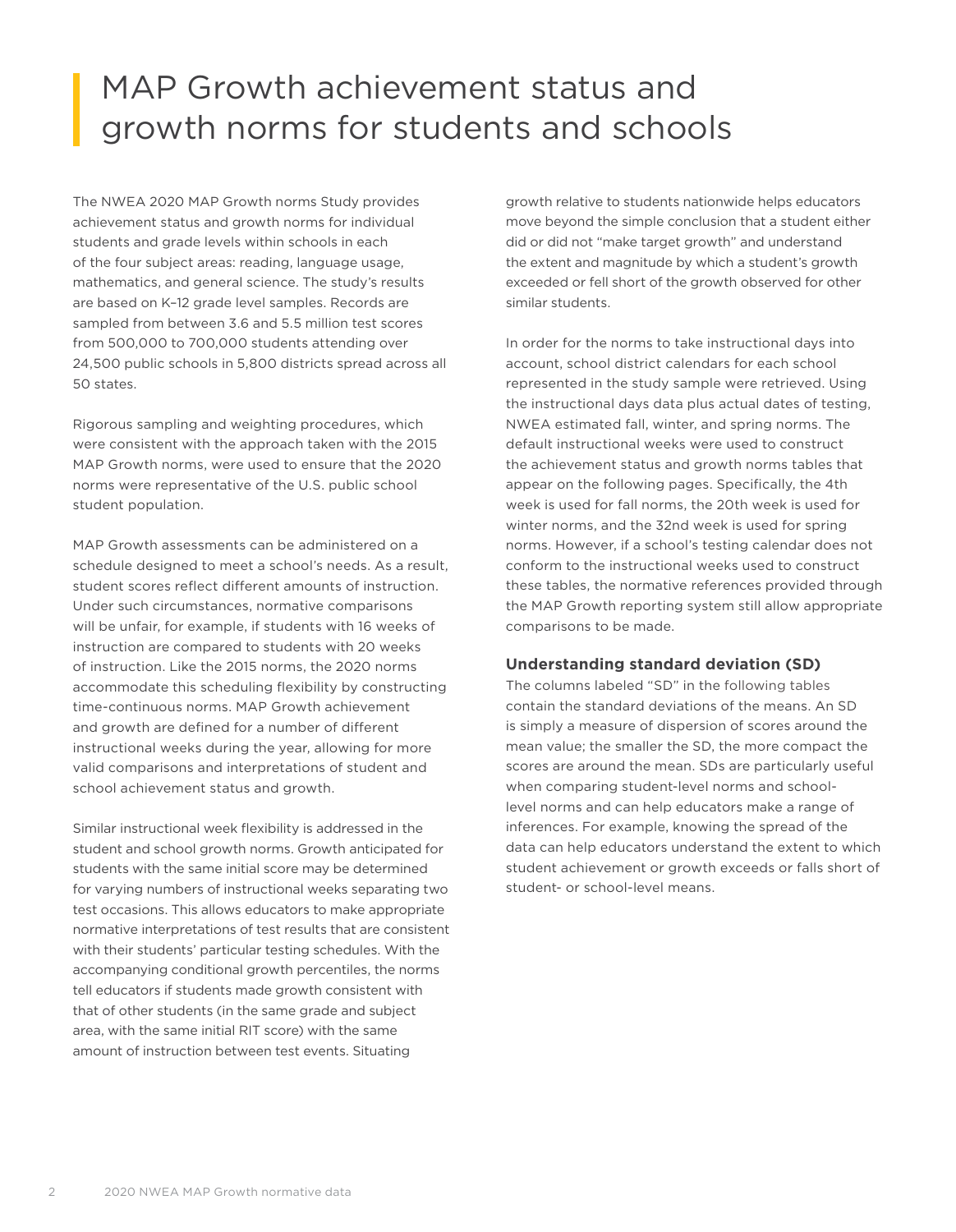# MAP Growth achievement status and growth norms for students and schools

The NWEA 2020 MAP Growth norms Study provides achievement status and growth norms for individual students and grade levels within schools in each of the four subject areas: reading, language usage, mathematics, and general science. The study's results are based on K–12 grade level samples. Records are sampled from between 3.6 and 5.5 million test scores from 500,000 to 700,000 students attending over 24,500 public schools in 5,800 districts spread across all 50 states.

Rigorous sampling and weighting procedures, which were consistent with the approach taken with the 2015 MAP Growth norms, were used to ensure that the 2020 norms were representative of the U.S. public school student population.

MAP Growth assessments can be administered on a schedule designed to meet a school's needs. As a result, student scores reflect different amounts of instruction. Under such circumstances, normative comparisons will be unfair, for example, if students with 16 weeks of instruction are compared to students with 20 weeks of instruction. Like the 2015 norms, the 2020 norms accommodate this scheduling flexibility by constructing time-continuous norms. MAP Growth achievement and growth are defined for a number of different instructional weeks during the year, allowing for more valid comparisons and interpretations of student and school achievement status and growth.

Similar instructional week flexibility is addressed in the student and school growth norms. Growth anticipated for students with the same initial score may be determined for varying numbers of instructional weeks separating two test occasions. This allows educators to make appropriate normative interpretations of test results that are consistent with their students' particular testing schedules. With the accompanying conditional growth percentiles, the norms tell educators if students made growth consistent with that of other students (in the same grade and subject area, with the same initial RIT score) with the same amount of instruction between test events. Situating growth relative to students nationwide helps educators move beyond the simple conclusion that a student either did or did not "make target growth" and understand the extent and magnitude by which a student's growth exceeded or fell short of the growth observed for other similar students.

In order for the norms to take instructional days into account, school district calendars for each school represented in the study sample were retrieved. Using the instructional days data plus actual dates of testing, NWEA estimated fall, winter, and spring norms. The default instructional weeks were used to construct the achievement status and growth norms tables that appear on the following pages. Specifically, the 4th week is used for fall norms, the 20th week is used for winter norms, and the 32nd week is used for spring norms. However, if a school's testing calendar does not conform to the instructional weeks used to construct these tables, the normative references provided through the MAP Growth reporting system still allow appropriate comparisons to be made.

### Understanding standard deviation (SD)

The columns labeled "SD" in the following tables contain the standard deviations of the means. An SD is simply a measure of dispersion of scores around the mean value; the smaller the SD, the more compact the scores are around the mean. SDs are particularly useful when comparing student-level norms and school-level norms and can help educators make a range of inferences. For example, knowing the spread of the data can help educators understand the extent to which student achievement or growth exceeds or falls short of student- or school-level means.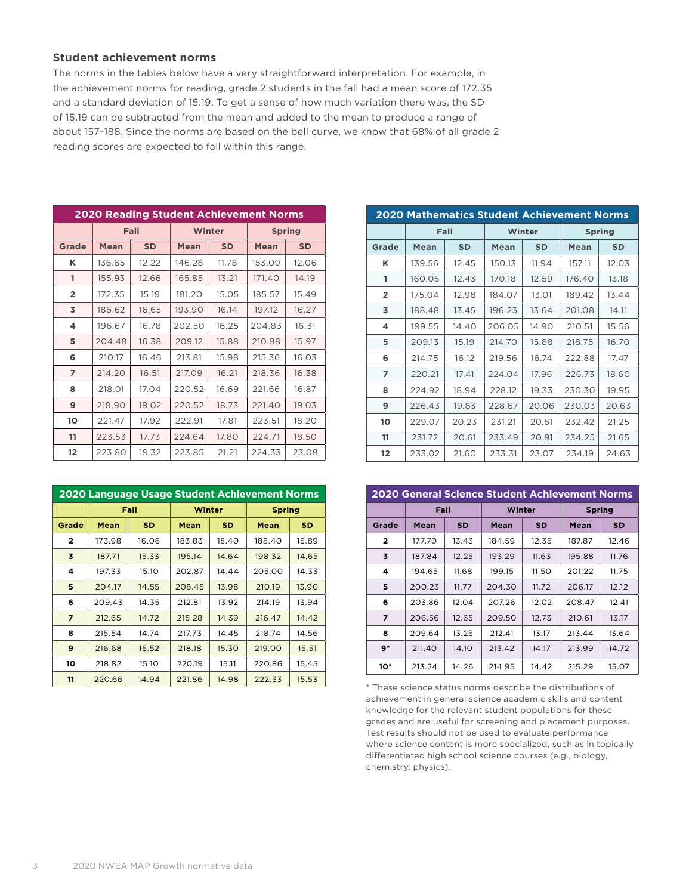### Student achievement norms

The norms in the tables below have a very straightforward interpretation. For example, in the achievement norms for reading, grade 2 students in the fall had a mean score of 172.35 and a standard deviation of 15.19. To get a sense of how much variation there was, the SD of 15.19 can be subtracted from the mean and added to the mean to produce a range of about 157–188. Since the norms are based on the bell curve, we know that 68% of all grade 2 reading scores are expected to fall within this range.

**2020 Reading Student Achievement Norms**

| | Fall | | Winter | | Spring | |
|---|---|---|---|---|---|---|
| Grade | Mean | SD | Mean | SD | Mean | SD |
| K | 136.65 | 12.22 | 146.28 | 11.78 | 153.09 | 12.06 |
| 1 | 155.93 | 12.66 | 165.85 | 13.21 | 171.40 | 14.19 |
| 2 | 172.35 | 15.19 | 181.20 | 15.05 | 185.57 | 15.49 |
| 3 | 186.62 | 16.65 | 193.90 | 16.14 | 197.12 | 16.27 |
| 4 | 196.67 | 16.78 | 202.50 | 16.25 | 204.83 | 16.31 |
| 5 | 204.48 | 16.38 | 209.12 | 15.88 | 210.98 | 15.97 |
| 6 | 210.17 | 16.46 | 213.81 | 15.98 | 215.36 | 16.03 |
| 7 | 214.20 | 16.51 | 217.09 | 16.21 | 218.36 | 16.38 |
| 8 | 218.01 | 17.04 | 220.52 | 16.69 | 221.66 | 16.87 |
| 9 | 218.90 | 19.02 | 220.52 | 18.73 | 221.40 | 19.03 |
| 10 | 221.47 | 17.92 | 222.91 | 17.81 | 223.51 | 18.20 |
| 11 | 223.53 | 17.73 | 224.64 | 17.80 | 224.71 | 18.50 |
| 12 | 223.80 | 19.32 | 223.85 | 21.21 | 224.33 | 23.08 |

**2020 Mathematics Student Achievement Norms**

| | Fall | | Winter | | Spring | |
|---|---|---|---|---|---|---|
| Grade | Mean | SD | Mean | SD | Mean | SD |
| K | 139.56 | 12.45 | 150.13 | 11.94 | 157.11 | 12.03 |
| 1 | 160.05 | 12.43 | 170.18 | 12.59 | 176.40 | 13.18 |
| 2 | 175.04 | 12.98 | 184.07 | 13.01 | 189.42 | 13.44 |
| 3 | 188.48 | 13.45 | 196.23 | 13.64 | 201.08 | 14.11 |
| 4 | 199.55 | 14.40 | 206.05 | 14.90 | 210.51 | 15.56 |
| 5 | 209.13 | 15.19 | 214.70 | 15.88 | 218.75 | 16.70 |
| 6 | 214.75 | 16.12 | 219.56 | 16.74 | 222.88 | 17.47 |
| 7 | 220.21 | 17.41 | 224.04 | 17.96 | 226.73 | 18.60 |
| 8 | 224.92 | 18.94 | 228.12 | 19.33 | 230.30 | 19.95 |
| 9 | 226.43 | 19.83 | 228.67 | 20.06 | 230.03 | 20.63 |
| 10 | 229.07 | 20.23 | 231.21 | 20.61 | 232.42 | 21.25 |
| 11 | 231.72 | 20.61 | 233.49 | 20.91 | 234.25 | 21.65 |
| 12 | 233.02 | 21.60 | 233.31 | 23.07 | 234.19 | 24.63 |

**2020 Language Usage Student Achievement Norms**

| | Fall | | Winter | | Spring | |
|---|---|---|---|---|---|---|
| Grade | Mean | SD | Mean | SD | Mean | SD |
| 2 | 173.98 | 16.06 | 183.83 | 15.40 | 188.40 | 15.89 |
| 3 | 187.71 | 15.33 | 195.14 | 14.64 | 198.32 | 14.65 |
| 4 | 197.33 | 15.10 | 202.87 | 14.44 | 205.00 | 14.33 |
| 5 | 204.17 | 14.55 | 208.45 | 13.98 | 210.19 | 13.90 |
| 6 | 209.43 | 14.35 | 212.81 | 13.92 | 214.19 | 13.94 |
| 7 | 212.65 | 14.72 | 215.28 | 14.39 | 216.47 | 14.42 |
| 8 | 215.54 | 14.74 | 217.73 | 14.45 | 218.74 | 14.56 |
| 9 | 216.68 | 15.52 | 218.18 | 15.30 | 219.00 | 15.51 |
| 10 | 218.82 | 15.10 | 220.19 | 15.11 | 220.86 | 15.45 |
| 11 | 220.66 | 14.94 | 221.86 | 14.98 | 222.33 | 15.53 |

**2020 General Science Student Achievement Norms**

| | Fall | | Winter | | Spring | |
|---|---|---|---|---|---|---|
| Grade | Mean | SD | Mean | SD | Mean | SD |
| 2 | 177.70 | 13.43 | 184.59 | 12.35 | 187.87 | 12.46 |
| 3 | 187.84 | 12.25 | 193.29 | 11.63 | 195.88 | 11.76 |
| 4 | 194.65 | 11.68 | 199.15 | 11.50 | 201.22 | 11.75 |
| 5 | 200.23 | 11.77 | 204.30 | 11.72 | 206.17 | 12.12 |
| 6 | 203.86 | 12.04 | 207.26 | 12.02 | 208.47 | 12.41 |
| 7 | 206.56 | 12.65 | 209.50 | 12.73 | 210.61 | 13.17 |
| 8 | 209.64 | 13.25 | 212.41 | 13.17 | 213.44 | 13.64 |
| 9* | 211.40 | 14.10 | 213.42 | 14.17 | 213.99 | 14.72 |
| 10* | 213.24 | 14.26 | 214.95 | 14.42 | 215.29 | 15.07 |

* These science status norms describe the distributions of achievement in general science academic skills and content knowledge for the relevant student populations for these grades and are useful for screening and placement purposes. Test results should not be used to evaluate performance where science content is more specialized, such as in topically differentiated high school science courses (e.g., biology, chemistry, physics).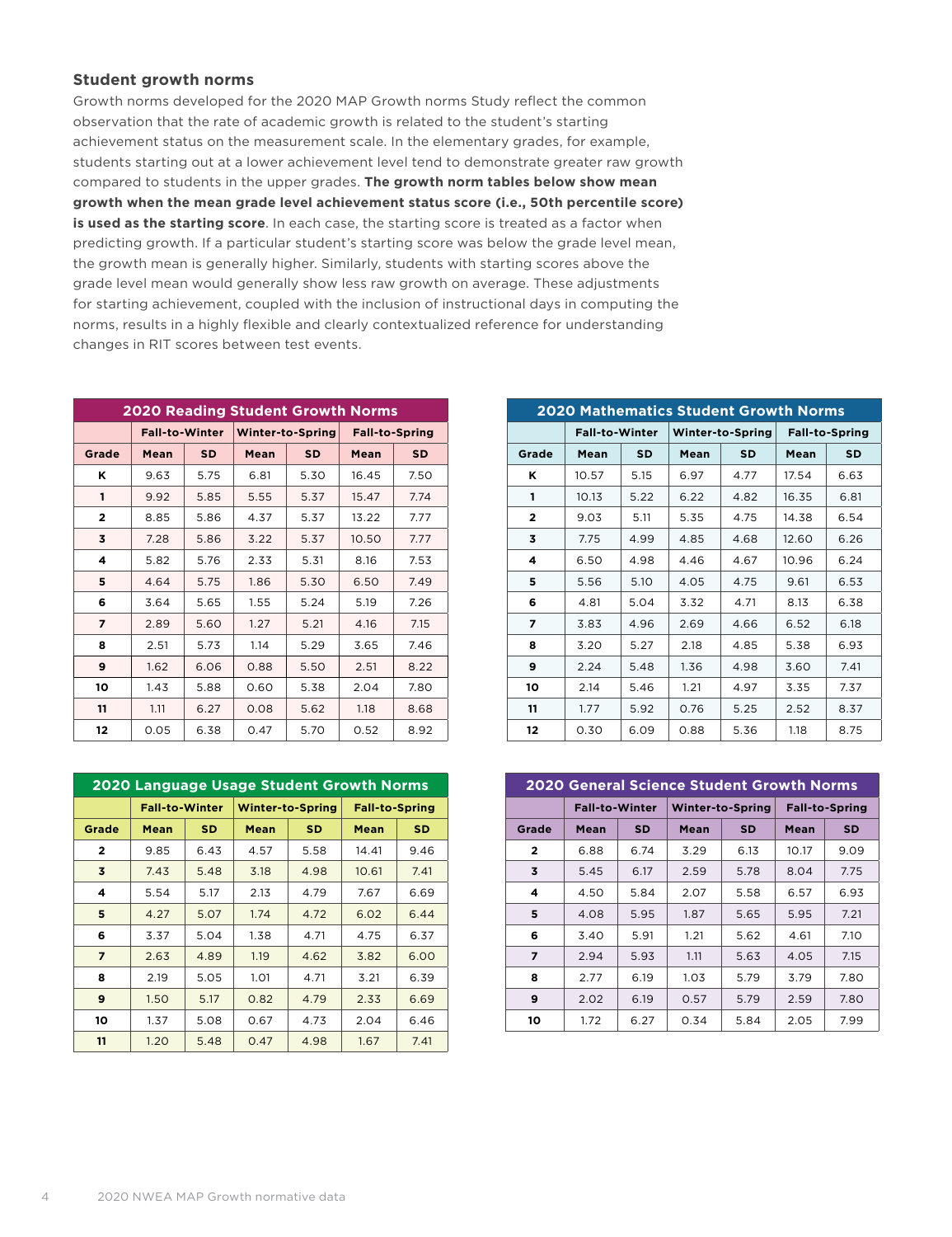### Student growth norms

Growth norms developed for the 2020 MAP Growth norms Study reflect the common observation that the rate of academic growth is related to the student's starting achievement status on the measurement scale. In the elementary grades, for example, students starting out at a lower achievement level tend to demonstrate greater raw growth compared to students in the upper grades. **The growth norm tables below show mean growth when the mean grade level achievement status score (i.e., 50th percentile score) is used as the starting score**. In each case, the starting score is treated as a factor when predicting growth. If a particular student's starting score was below the grade level mean, the growth mean is generally higher. Similarly, students with starting scores above the grade level mean would generally show less raw growth on average. These adjustments for starting achievement, coupled with the inclusion of instructional days in computing the norms, results in a highly flexible and clearly contextualized reference for understanding changes in RIT scores between test events.

**2020 Reading Student Growth Norms**

| | Fall-to-Winter | | Winter-to-Spring | | Fall-to-Spring | |
|---|---|---|---|---|---|---|
| **Grade** | **Mean** | **SD** | **Mean** | **SD** | **Mean** | **SD** |
| **K** | 9.63 | 5.75 | 6.81 | 5.30 | 16.45 | 7.50 |
| **1** | 9.92 | 5.85 | 5.55 | 5.37 | 15.47 | 7.74 |
| **2** | 8.85 | 5.86 | 4.37 | 5.37 | 13.22 | 7.77 |
| **3** | 7.28 | 5.86 | 3.22 | 5.37 | 10.50 | 7.77 |
| **4** | 5.82 | 5.76 | 2.33 | 5.31 | 8.16 | 7.53 |
| **5** | 4.64 | 5.75 | 1.86 | 5.30 | 6.50 | 7.49 |
| **6** | 3.64 | 5.65 | 1.55 | 5.24 | 5.19 | 7.26 |
| **7** | 2.89 | 5.60 | 1.27 | 5.21 | 4.16 | 7.15 |
| **8** | 2.51 | 5.73 | 1.14 | 5.29 | 3.65 | 7.46 |
| **9** | 1.62 | 6.06 | 0.88 | 5.50 | 2.51 | 8.22 |
| **10** | 1.43 | 5.88 | 0.60 | 5.38 | 2.04 | 7.80 |
| **11** | 1.11 | 6.27 | 0.08 | 5.62 | 1.18 | 8.68 |
| **12** | 0.05 | 6.38 | 0.47 | 5.70 | 0.52 | 8.92 |

**2020 Mathematics Student Growth Norms**

| | Fall-to-Winter | | Winter-to-Spring | | Fall-to-Spring | |
|---|---|---|---|---|---|---|
| **Grade** | **Mean** | **SD** | **Mean** | **SD** | **Mean** | **SD** |
| **K** | 10.57 | 5.15 | 6.97 | 4.77 | 17.54 | 6.63 |
| **1** | 10.13 | 5.22 | 6.22 | 4.82 | 16.35 | 6.81 |
| **2** | 9.03 | 5.11 | 5.35 | 4.75 | 14.38 | 6.54 |
| **3** | 7.75 | 4.99 | 4.85 | 4.68 | 12.60 | 6.26 |
| **4** | 6.50 | 4.98 | 4.46 | 4.67 | 10.96 | 6.24 |
| **5** | 5.56 | 5.10 | 4.05 | 4.75 | 9.61 | 6.53 |
| **6** | 4.81 | 5.04 | 3.32 | 4.71 | 8.13 | 6.38 |
| **7** | 3.83 | 4.96 | 2.69 | 4.66 | 6.52 | 6.18 |
| **8** | 3.20 | 5.27 | 2.18 | 4.85 | 5.38 | 6.93 |
| **9** | 2.24 | 5.48 | 1.36 | 4.98 | 3.60 | 7.41 |
| **10** | 2.14 | 5.46 | 1.21 | 4.97 | 3.35 | 7.37 |
| **11** | 1.77 | 5.92 | 0.76 | 5.25 | 2.52 | 8.37 |
| **12** | 0.30 | 6.09 | 0.88 | 5.36 | 1.18 | 8.75 |

**2020 Language Usage Student Growth Norms**

| | Fall-to-Winter | | Winter-to-Spring | | Fall-to-Spring | |
|---|---|---|---|---|---|---|
| **Grade** | **Mean** | **SD** | **Mean** | **SD** | **Mean** | **SD** |
| **2** | 9.85 | 6.43 | 4.57 | 5.58 | 14.41 | 9.46 |
| **3** | 7.43 | 5.48 | 3.18 | 4.98 | 10.61 | 7.41 |
| **4** | 5.54 | 5.17 | 2.13 | 4.79 | 7.67 | 6.69 |
| **5** | 4.27 | 5.07 | 1.74 | 4.72 | 6.02 | 6.44 |
| **6** | 3.37 | 5.04 | 1.38 | 4.71 | 4.75 | 6.37 |
| **7** | 2.63 | 4.89 | 1.19 | 4.62 | 3.82 | 6.00 |
| **8** | 2.19 | 5.05 | 1.01 | 4.71 | 3.21 | 6.39 |
| **9** | 1.50 | 5.17 | 0.82 | 4.79 | 2.33 | 6.69 |
| **10** | 1.37 | 5.08 | 0.67 | 4.73 | 2.04 | 6.46 |
| **11** | 1.20 | 5.48 | 0.47 | 4.98 | 1.67 | 7.41 |

**2020 General Science Student Growth Norms**

| | Fall-to-Winter | | Winter-to-Spring | | Fall-to-Spring | |
|---|---|---|---|---|---|---|
| **Grade** | **Mean** | **SD** | **Mean** | **SD** | **Mean** | **SD** |
| **2** | 6.88 | 6.74 | 3.29 | 6.13 | 10.17 | 9.09 |
| **3** | 5.45 | 6.17 | 2.59 | 5.78 | 8.04 | 7.75 |
| **4** | 4.50 | 5.84 | 2.07 | 5.58 | 6.57 | 6.93 |
| **5** | 4.08 | 5.95 | 1.87 | 5.65 | 5.95 | 7.21 |
| **6** | 3.40 | 5.91 | 1.21 | 5.62 | 4.61 | 7.10 |
| **7** | 2.94 | 5.93 | 1.11 | 5.63 | 4.05 | 7.15 |
| **8** | 2.77 | 6.19 | 1.03 | 5.79 | 3.79 | 7.80 |
| **9** | 2.02 | 6.19 | 0.57 | 5.79 | 2.59 | 7.80 |
| **10** | 1.72 | 6.27 | 0.34 | 5.84 | 2.05 | 7.99 |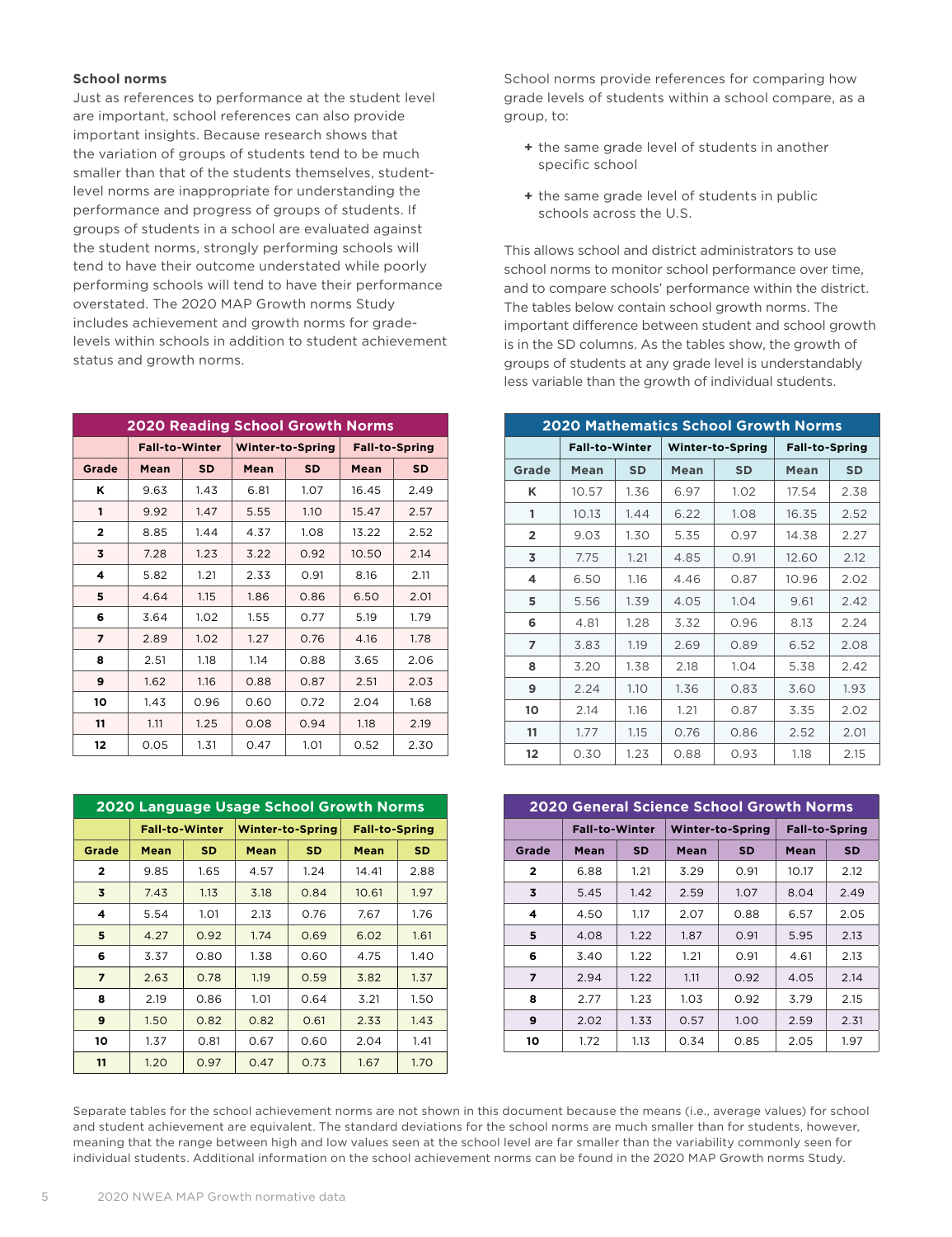### School norms

Just as references to performance at the student level are important, school references can also provide important insights. Because research shows that the variation of groups of students tend to be much smaller than that of the students themselves, student-level norms are inappropriate for understanding the performance and progress of groups of students. If groups of students in a school are evaluated against the student norms, strongly performing schools will tend to have their outcome understated while poorly performing schools will tend to have their performance overstated. The 2020 MAP Growth norms Study includes achievement and growth norms for grade-levels within schools in addition to student achievement status and growth norms.

School norms provide references for comparing how grade levels of students within a school compare, as a group, to:

- the same grade level of students in another specific school
- the same grade level of students in public schools across the U.S.

This allows school and district administrators to use school norms to monitor school performance over time, and to compare schools' performance within the district. The tables below contain school growth norms. The important difference between student and school growth is in the SD columns. As the tables show, the growth of groups of students at any grade level is understandably less variable than the growth of individual students.

**2020 Reading School Growth Norms**

| | Fall-to-Winter | | Winter-to-Spring | | Fall-to-Spring | |
|---|---|---|---|---|---|---|
| **Grade** | **Mean** | **SD** | **Mean** | **SD** | **Mean** | **SD** |
| **K** | 9.63 | 1.43 | 6.81 | 1.07 | 16.45 | 2.49 |
| **1** | 9.92 | 1.47 | 5.55 | 1.10 | 15.47 | 2.57 |
| **2** | 8.85 | 1.44 | 4.37 | 1.08 | 13.22 | 2.52 |
| **3** | 7.28 | 1.23 | 3.22 | 0.92 | 10.50 | 2.14 |
| **4** | 5.82 | 1.21 | 2.33 | 0.91 | 8.16 | 2.11 |
| **5** | 4.64 | 1.15 | 1.86 | 0.86 | 6.50 | 2.01 |
| **6** | 3.64 | 1.02 | 1.55 | 0.77 | 5.19 | 1.79 |
| **7** | 2.89 | 1.02 | 1.27 | 0.76 | 4.16 | 1.78 |
| **8** | 2.51 | 1.18 | 1.14 | 0.88 | 3.65 | 2.06 |
| **9** | 1.62 | 1.16 | 0.88 | 0.87 | 2.51 | 2.03 |
| **10** | 1.43 | 0.96 | 0.60 | 0.72 | 2.04 | 1.68 |
| **11** | 1.11 | 1.25 | 0.08 | 0.94 | 1.18 | 2.19 |
| **12** | 0.05 | 1.31 | 0.47 | 1.01 | 0.52 | 2.30 |

**2020 Mathematics School Growth Norms**

| | Fall-to-Winter | | Winter-to-Spring | | Fall-to-Spring | |
|---|---|---|---|---|---|---|
| **Grade** | **Mean** | **SD** | **Mean** | **SD** | **Mean** | **SD** |
| **K** | 10.57 | 1.36 | 6.97 | 1.02 | 17.54 | 2.38 |
| **1** | 10.13 | 1.44 | 6.22 | 1.08 | 16.35 | 2.52 |
| **2** | 9.03 | 1.30 | 5.35 | 0.97 | 14.38 | 2.27 |
| **3** | 7.75 | 1.21 | 4.85 | 0.91 | 12.60 | 2.12 |
| **4** | 6.50 | 1.16 | 4.46 | 0.87 | 10.96 | 2.02 |
| **5** | 5.56 | 1.39 | 4.05 | 1.04 | 9.61 | 2.42 |
| **6** | 4.81 | 1.28 | 3.32 | 0.96 | 8.13 | 2.24 |
| **7** | 3.83 | 1.19 | 2.69 | 0.89 | 6.52 | 2.08 |
| **8** | 3.20 | 1.38 | 2.18 | 1.04 | 5.38 | 2.42 |
| **9** | 2.24 | 1.10 | 1.36 | 0.83 | 3.60 | 1.93 |
| **10** | 2.14 | 1.16 | 1.21 | 0.87 | 3.35 | 2.02 |
| **11** | 1.77 | 1.15 | 0.76 | 0.86 | 2.52 | 2.01 |
| **12** | 0.30 | 1.23 | 0.88 | 0.93 | 1.18 | 2.15 |

**2020 Language Usage School Growth Norms**

| | Fall-to-Winter | | Winter-to-Spring | | Fall-to-Spring | |
|---|---|---|---|---|---|---|
| **Grade** | **Mean** | **SD** | **Mean** | **SD** | **Mean** | **SD** |
| **2** | 9.85 | 1.65 | 4.57 | 1.24 | 14.41 | 2.88 |
| **3** | 7.43 | 1.13 | 3.18 | 0.84 | 10.61 | 1.97 |
| **4** | 5.54 | 1.01 | 2.13 | 0.76 | 7.67 | 1.76 |
| **5** | 4.27 | 0.92 | 1.74 | 0.69 | 6.02 | 1.61 |
| **6** | 3.37 | 0.80 | 1.38 | 0.60 | 4.75 | 1.40 |
| **7** | 2.63 | 0.78 | 1.19 | 0.59 | 3.82 | 1.37 |
| **8** | 2.19 | 0.86 | 1.01 | 0.64 | 3.21 | 1.50 |
| **9** | 1.50 | 0.82 | 0.82 | 0.61 | 2.33 | 1.43 |
| **10** | 1.37 | 0.81 | 0.67 | 0.60 | 2.04 | 1.41 |
| **11** | 1.20 | 0.97 | 0.47 | 0.73 | 1.67 | 1.70 |

**2020 General Science School Growth Norms**

| | Fall-to-Winter | | Winter-to-Spring | | Fall-to-Spring | |
|---|---|---|---|---|---|---|
| **Grade** | **Mean** | **SD** | **Mean** | **SD** | **Mean** | **SD** |
| **2** | 6.88 | 1.21 | 3.29 | 0.91 | 10.17 | 2.12 |
| **3** | 5.45 | 1.42 | 2.59 | 1.07 | 8.04 | 2.49 |
| **4** | 4.50 | 1.17 | 2.07 | 0.88 | 6.57 | 2.05 |
| **5** | 4.08 | 1.22 | 1.87 | 0.91 | 5.95 | 2.13 |
| **6** | 3.40 | 1.22 | 1.21 | 0.91 | 4.61 | 2.13 |
| **7** | 2.94 | 1.22 | 1.11 | 0.92 | 4.05 | 2.14 |
| **8** | 2.77 | 1.23 | 1.03 | 0.92 | 3.79 | 2.15 |
| **9** | 2.02 | 1.33 | 0.57 | 1.00 | 2.59 | 2.31 |
| **10** | 1.72 | 1.13 | 0.34 | 0.85 | 2.05 | 1.97 |

Separate tables for the school achievement norms are not shown in this document because the means (i.e., average values) for school and student achievement are equivalent. The standard deviations for the school norms are much smaller than for students, however, meaning that the range between high and low values seen at the school level are far smaller than the variability commonly seen for individual students. Additional information on the school achievement norms can be found in the 2020 MAP Growth norms Study.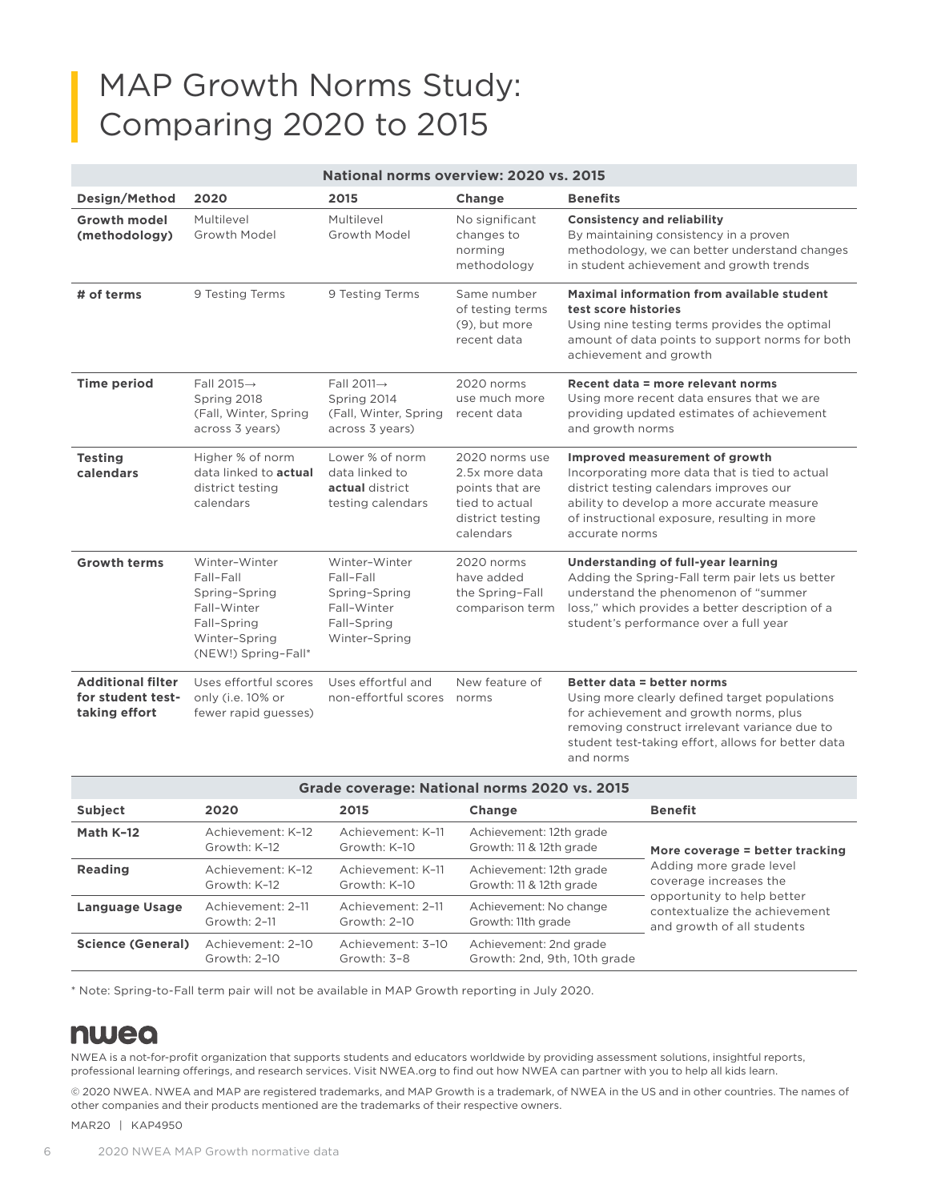# MAP Growth Norms Study: Comparing 2020 to 2015

| National norms overview: 2020 vs. 2015 | | | | |
|---|---|---|---|---|
| **Design/Method** | **2020** | **2015** | **Change** | **Benefits** |
| **Growth model (methodology)** | Multilevel Growth Model | Multilevel Growth Model | No significant changes to norming methodology | **Consistency and reliability** By maintaining consistency in a proven methodology, we can better understand changes in student achievement and growth trends |
| **# of terms** | 9 Testing Terms | 9 Testing Terms | Same number of testing terms (9), but more recent data | **Maximal information from available student test score histories** Using nine testing terms provides the optimal amount of data points to support norms for both achievement and growth |
| **Time period** | Fall 2015→ Spring 2018 (Fall, Winter, Spring across 3 years) | Fall 2011→ Spring 2014 (Fall, Winter, Spring across 3 years) | 2020 norms use much more recent data | **Recent data = more relevant norms** Using more recent data ensures that we are providing updated estimates of achievement and growth norms |
| **Testing calendars** | Higher % of norm data linked to **actual** district testing calendars | Lower % of norm data linked to **actual** district testing calendars | 2020 norms use 2.5x more data points that are tied to actual district testing calendars | **Improved measurement of growth** Incorporating more data that is tied to actual district testing calendars improves our ability to develop a more accurate measure of instructional exposure, resulting in more accurate norms |
| **Growth terms** | Winter–Winter Fall–Fall Spring–Spring Fall–Winter Fall–Spring Winter–Spring (NEW!) Spring–Fall* | Winter–Winter Fall–Fall Spring–Spring Fall–Winter Fall–Spring Winter–Spring | 2020 norms have added the Spring–Fall comparison term | **Understanding of full-year learning** Adding the Spring-Fall term pair lets us better understand the phenomenon of "summer loss," which provides a better description of a student's performance over a full year |
| **Additional filter for student test-taking effort** | Uses effortful scores only (i.e. 10% or fewer rapid guesses) | Uses effortful and non-effortful scores | New feature of norms | **Better data = better norms** Using more clearly defined target populations for achievement and growth norms, plus removing construct irrelevant variance due to student test-taking effort, allows for better data and norms |

| Grade coverage: National norms 2020 vs. 2015 | | | | |
|---|---|---|---|---|
| **Subject** | **2020** | **2015** | **Change** | **Benefit** |
| **Math K–12** | Achievement: K–12 Growth: K–12 | Achievement: K–11 Growth: K–10 | Achievement: 12th grade Growth: 11 & 12th grade | **More coverage = better tracking** Adding more grade level coverage increases the opportunity to help better contextualize the achievement and growth of all students |
| **Reading** | Achievement: K–12 Growth: K–12 | Achievement: K–11 Growth: K–10 | Achievement: 12th grade Growth: 11 & 12th grade | |
| **Language Usage** | Achievement: 2–11 Growth: 2–11 | Achievement: 2–11 Growth: 2–10 | Achievement: No change Growth: 11th grade | |
| **Science (General)** | Achievement: 2–10 Growth: 2–10 | Achievement: 3–10 Growth: 3–8 | Achievement: 2nd grade Growth: 2nd, 9th, 10th grade | |

* Note: Spring-to-Fall term pair will not be available in MAP Growth reporting in July 2020.

**nwea**

NWEA is a not-for-profit organization that supports students and educators worldwide by providing assessment solutions, insightful reports, professional learning offerings, and research services. Visit NWEA.org to find out how NWEA can partner with you to help all kids learn.

© 2020 NWEA. NWEA and MAP are registered trademarks, and MAP Growth is a trademark, of NWEA in the US and in other countries. The names of other companies and their products mentioned are the trademarks of their respective owners.

MAR20 | KAP4950